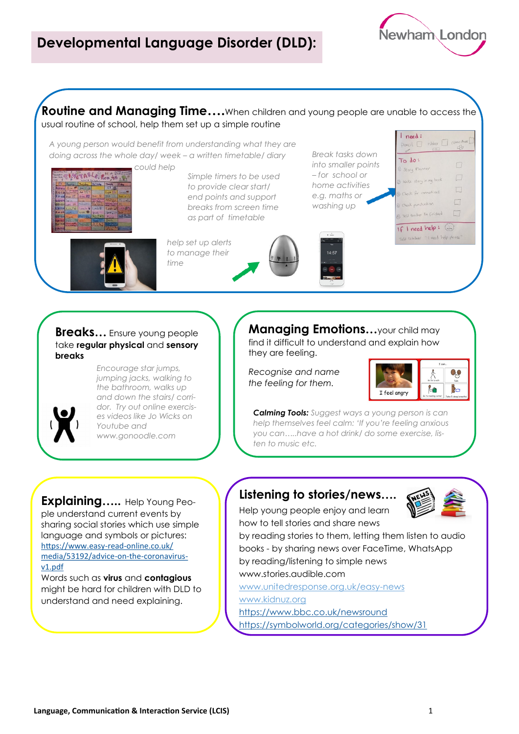# Developmental Language Disorder (DLD):

## Routine and Managing Time….

When children and young people are unable to access the usual routine of school, help them set up a simple routine

*A young person would benefit from understanding what they are doing across the whole day/ week – a written timetable/ diary could help*

*Simple timers to be used to provide clear start/ end points and support breaks from screen time as part of timetable*

*Break tasks down into smaller points – for school or home activities e.g. maths or washing up*

*help set up alerts to manage their time*

## Breaks…

Ensure young people take **regular physical** and **sensory breaks**

*Encourage star jumps, jumping jacks, walking to the bathroom, walks up and down the stairs/ corridor. Try out online exercises videos like Jo Wicks on Youtube and www.gonoodle.com*

## Managing Emotions…

your child may find it difficult to understand and explain how they are feeling.

*Recognise and name the feeling for them.*

***Calming Tools:*** *Suggest ways a young person is can help themselves feel calm: 'If you're feeling anxious you can…..have a hot drink/ do some exercise, listen to music etc.*

## Explaining…..

Help Young People understand current events by sharing social stories which use simple language and symbols or pictures: https://www.easy-read-online.co.uk/media/53192/advice-on-the-coronavirus-v1.pdf

Words such as **virus** and **contagious** might be hard for children with DLD to understand and need explaining.

## Listening to stories/news….

Help young people enjoy and learn how to tell stories and share news by reading stories to them, letting them listen to audio books - by sharing news over FaceTime, WhatsApp by reading/listening to simple news

www.stories.audible.com

www.unitedresponse.org.uk/easy-news

www.kidnuz.org

https://www.bbc.co.uk/newsround

https://symbolworld.org/categories/show/31

Language, Communication & Interaction Service (LCIS)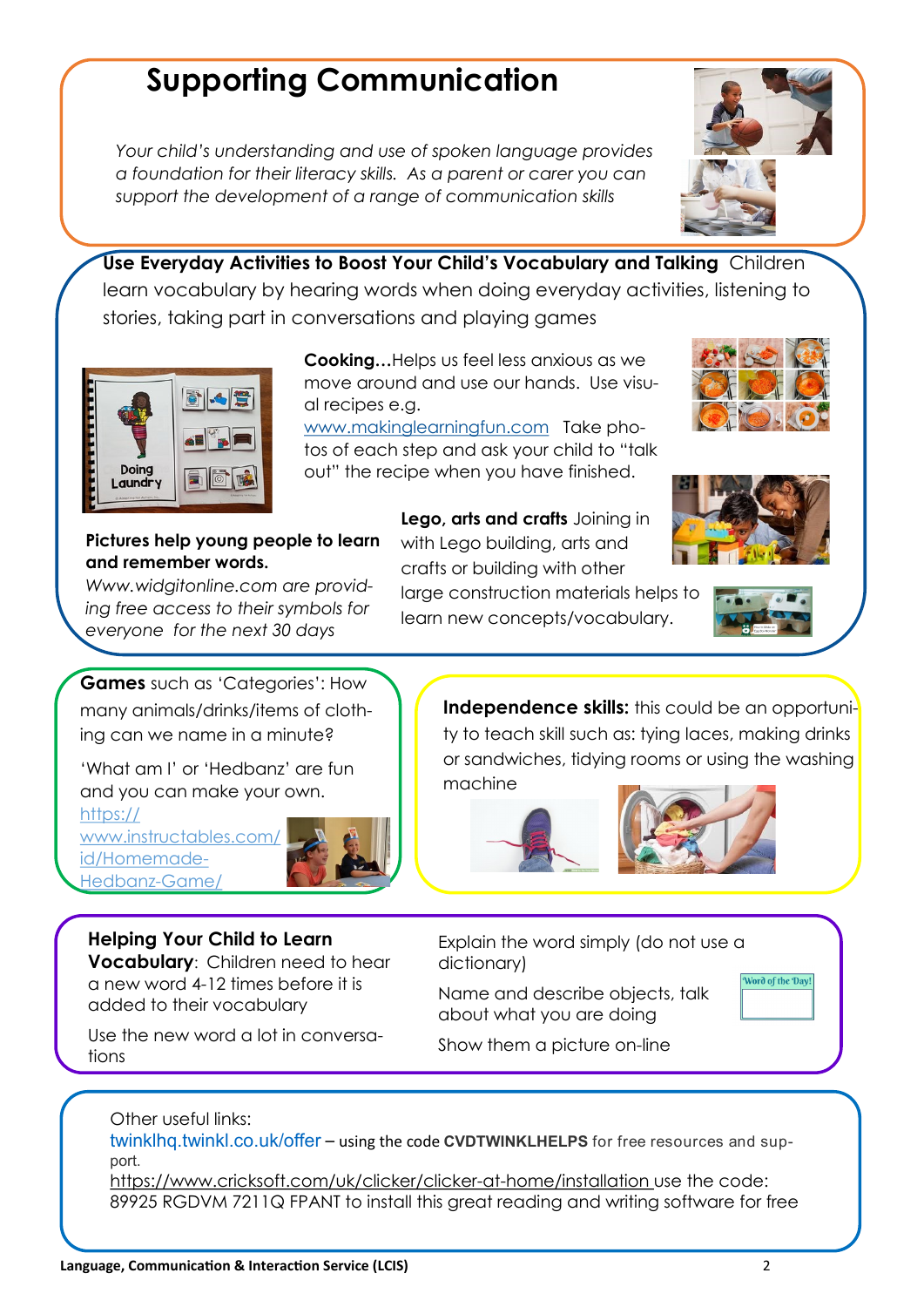# Supporting Communication

*Your child's understanding and use of spoken language provides a foundation for their literacy skills. As a parent or carer you can support the development of a range of communication skills*

**Use Everyday Activities to Boost Your Child's Vocabulary and Talking** Children learn vocabulary by hearing words when doing everyday activities, listening to stories, taking part in conversations and playing games

**Cooking…**Helps us feel less anxious as we move around and use our hands. Use visual recipes e.g. www.makinglearningfun.com Take photos of each step and ask your child to "talk out" the recipe when you have finished.

**Pictures help young people to learn and remember words.**

*Www.widgitonline.com are providing free access to their symbols for everyone for the next 30 days*

**Lego, arts and crafts** Joining in with Lego building, arts and crafts or building with other large construction materials helps to learn new concepts/vocabulary.

**Games** such as 'Categories': How many animals/drinks/items of clothing can we name in a minute?

'What am I' or 'Hedbanz' are fun and you can make your own. https://www.instructables.com/id/Homemade-Hedbanz-Game/

**Independence skills:** this could be an opportunity to teach skill such as: tying laces, making drinks or sandwiches, tidying rooms or using the washing machine

**Helping Your Child to Learn Vocabulary**: Children need to hear a new word 4-12 times before it is added to their vocabulary

Use the new word a lot in conversations

Explain the word simply (do not use a dictionary)

Name and describe objects, talk about what you are doing

Show them a picture on-line

Other useful links:

twinklhq.twinkl.co.uk/offer – using the code **CVDTWINKLHELPS** for free resources and support.

https://www.cricksoft.com/uk/clicker/clicker-at-home/installation use the code: 89925 RGDVM 7211Q FPANT to install this great reading and writing software for free